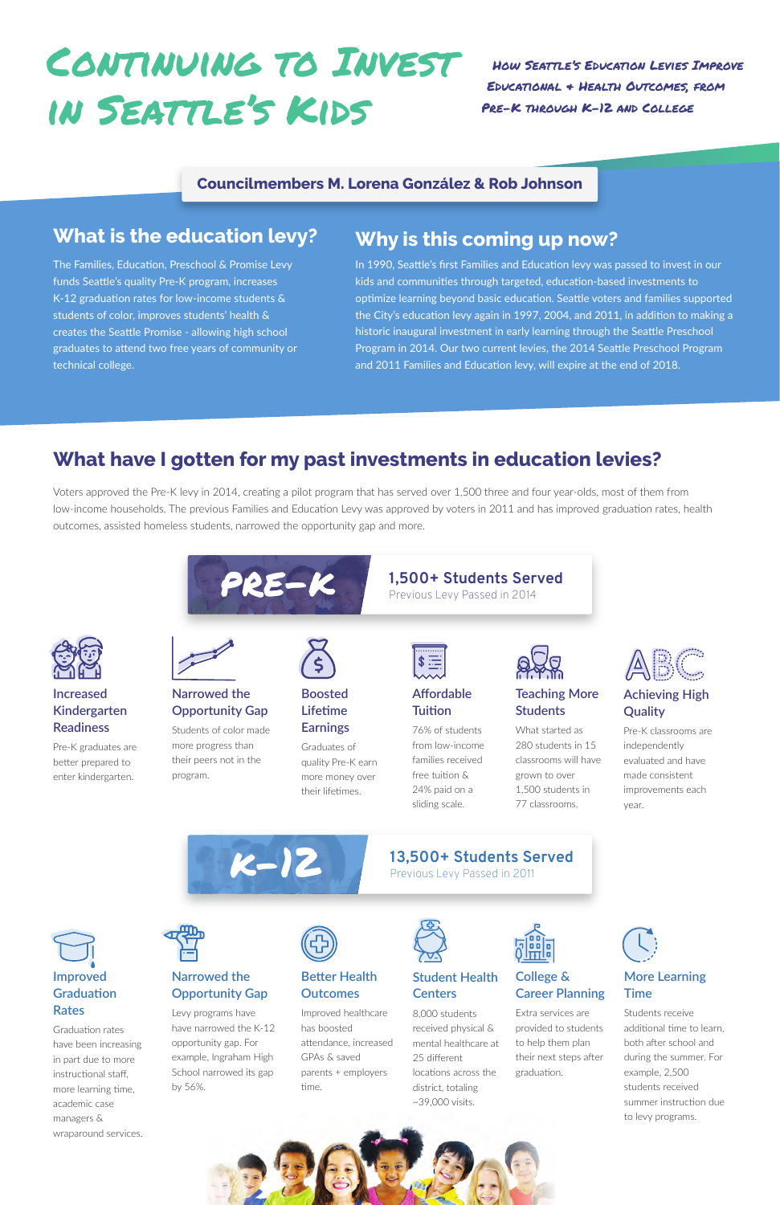# Continuing to Invest in Seattle's Kids

*How Seattle's Education Levies Improve Educational + Health Outcomes, from Pre-K through K-12 and College*

**Councilmembers M. Lorena González & Rob Johnson**

## What is the education levy?

The Families, Education, Preschool & Promise Levy funds Seattle's quality Pre-K program, increases K-12 graduation rates for low-income students & students of color, improves students' health & creates the Seattle Promise - allowing high school graduates to attend two free years of community or technical college.

## Why is this coming up now?

In 1990, Seattle's first Families and Education levy was passed to invest in our kids and communities through targeted, education-based investments to optimize learning beyond basic education. Seattle voters and families supported the City's education levy again in 1997, 2004, and 2011, in addition to making a historic inaugural investment in early learning through the Seattle Preschool Program in 2014. Our two current levies, the 2014 Seattle Preschool Program and 2011 Families and Education levy, will expire at the end of 2018.

## What have I gotten for my past investments in education levies?

Voters approved the Pre-K levy in 2014, creating a pilot program that has served over 1,500 three and four year-olds, most of them from low-income households. The previous Families and Education Levy was approved by voters in 2011 and has improved graduation rates, health outcomes, assisted homeless students, narrowed the opportunity gap and more.

### PRE-K

**1,500+ Students Served**
Previous Levy Passed in 2014

**Increased Kindergarten Readiness**
Pre-K graduates are better prepared to enter kindergarten.

**Narrowed the Opportunity Gap**
Students of color made more progress than their peers not in the program.

**Boosted Lifetime Earnings**
Graduates of quality Pre-K earn more money over their lifetimes.

**Affordable Tuition**
76% of students from low-income families received free tuition & 24% paid on a sliding scale.

**Teaching More Students**
What started as 280 students in 15 classrooms will have grown to over 1,500 students in 77 classrooms.

**Achieving High Quality**
Pre-K classrooms are independently evaluated and have made consistent improvements each year.

### K-12

**13,500+ Students Served**
Previous Levy Passed in 2011

**Improved Graduation Rates**
Graduation rates have been increasing in part due to more instructional staff, more learning time, academic case managers & wraparound services.

**Narrowed the Opportunity Gap**
Levy programs have have narrowed the K-12 opportunity gap. For example, Ingraham High School narrowed its gap by 56%.

**Better Health Outcomes**
Improved healthcare has boosted attendance, increased GPAs & saved parents + employers time.

**Student Health Centers**
8,000 students received physical & mental healthcare at 25 different locations across the district, totaling ~39,000 visits.

**College & Career Planning**
Extra services are provided to students to help them plan their next steps after graduation.

**More Learning Time**
Students receive additional time to learn, both after school and during the summer. For example, 2,500 students received summer instruction due to levy programs.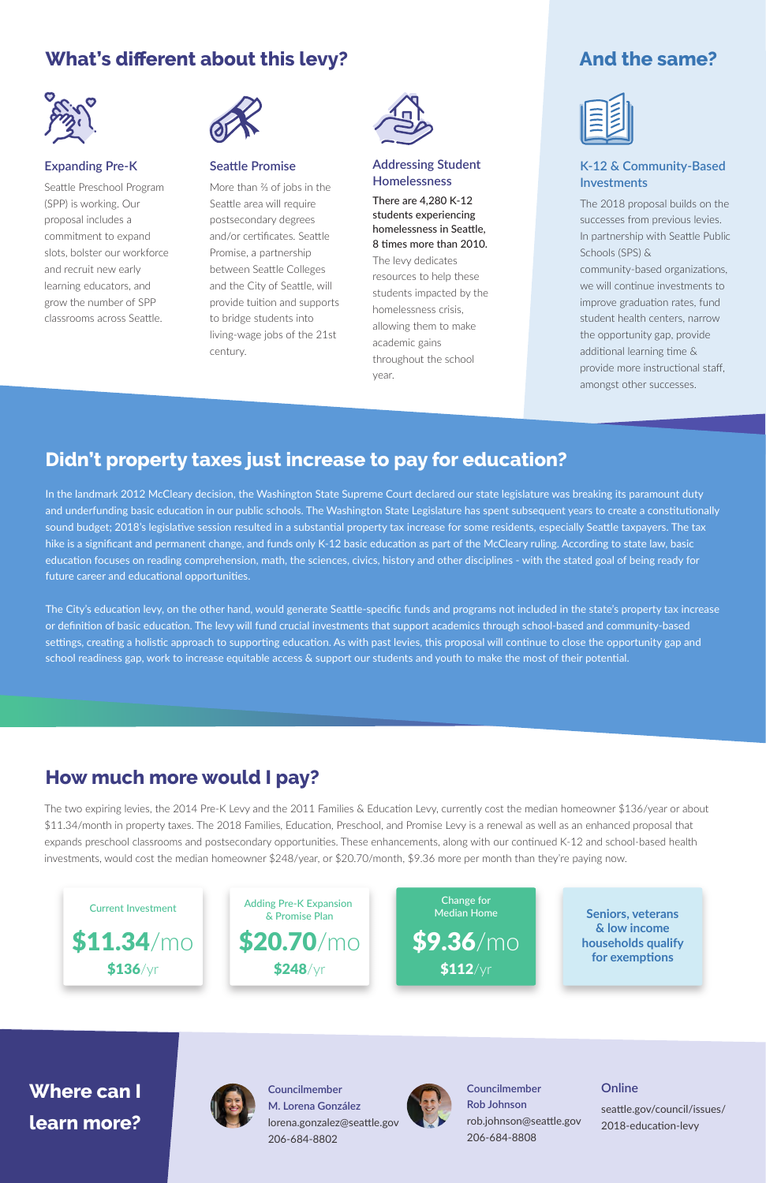## What's different about this levy?

### Expanding Pre-K

Seattle Preschool Program (SPP) is working. Our proposal includes a commitment to expand slots, bolster our workforce and recruit new early learning educators, and grow the number of SPP classrooms across Seattle.

### Seattle Promise

More than ⅔ of jobs in the Seattle area will require postsecondary degrees and/or certificates. Seattle Promise, a partnership between Seattle Colleges and the City of Seattle, will provide tuition and supports to bridge students into living-wage jobs of the 21st century.

### Addressing Student Homelessness

There are 4,280 K-12 students experiencing homelessness in Seattle, 8 times more than 2010. The levy dedicates resources to help these students impacted by the homelessness crisis, allowing them to make academic gains throughout the school year.

## And the same?

### K-12 & Community-Based Investments

The 2018 proposal builds on the successes from previous levies. In partnership with Seattle Public Schools (SPS) & community-based organizations, we will continue investments to improve graduation rates, fund student health centers, narrow the opportunity gap, provide additional learning time & provide more instructional staff, amongst other successes.

## Didn't property taxes just increase to pay for education?

In the landmark 2012 McCleary decision, the Washington State Supreme Court declared our state legislature was breaking its paramount duty and underfunding basic education in our public schools. The Washington State Legislature has spent subsequent years to create a constitutionally sound budget; 2018's legislative session resulted in a substantial property tax increase for some residents, especially Seattle taxpayers. The tax hike is a significant and permanent change, and funds only K-12 basic education as part of the McCleary ruling. According to state law, basic education focuses on reading comprehension, math, the sciences, civics, history and other disciplines - with the stated goal of being ready for future career and educational opportunities.

The City's education levy, on the other hand, would generate Seattle-specific funds and programs not included in the state's property tax increase or definition of basic education. The levy will fund crucial investments that support academics through school-based and community-based settings, creating a holistic approach to supporting education. As with past levies, this proposal will continue to close the opportunity gap and school readiness gap, work to increase equitable access & support our students and youth to make the most of their potential.

## How much more would I pay?

The two expiring levies, the 2014 Pre-K Levy and the 2011 Families & Education Levy, currently cost the median homeowner $136/year or about $11.34/month in property taxes. The 2018 Families, Education, Preschool, and Promise Levy is a renewal as well as an enhanced proposal that expands preschool classrooms and postsecondary opportunities. These enhancements, along with our continued K-12 and school-based health investments, would cost the median homeowner $248/year, or $20.70/month, $9.36 more per month than they're paying now.

Current Investment
**$11.34**/mo
**$136**/yr

Adding Pre-K Expansion & Promise Plan
**$20.70**/mo
**$248**/yr

Change for Median Home
**$9.36**/mo
**$112**/yr

**Seniors, veterans & low income households qualify for exemptions**

## Where can I learn more?

Councilmember M. Lorena González
lorena.gonzalez@seattle.gov
206-684-8802

Councilmember Rob Johnson
rob.johnson@seattle.gov
206-684-8808

Online
seattle.gov/council/issues/2018-education-levy